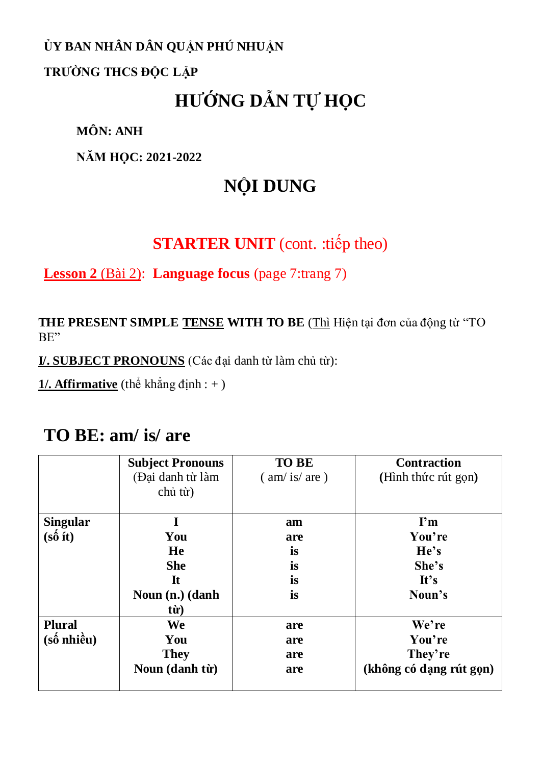**ỦY BAN NHÂN DÂN QUẬN PHÚ NHUẬN**

**TRƯỜNG THCS ĐỘC LẬP**

# HƯỚNG DẪN TỰ HỌC

**MÔN: ANH**

**NĂM HỌC: 2021-2022**

# NỘI DUNG

## STARTER UNIT (cont. :tiếp theo)

**Lesson 2** (Bài 2): **Language focus** (page 7:trang 7)

**THE PRESENT SIMPLE TENSE WITH TO BE** (Thì Hiện tại đơn của động từ "TO BE"

**I/. SUBJECT PRONOUNS** (Các đại danh từ làm chủ từ):

**1/. Affirmative** (thể khẳng định : + )

## TO BE: am/ is/ are

| | **Subject Pronouns** (Đại danh từ làm chủ từ) | **TO BE** ( am/ is/ are ) | **Contraction** (Hình thức rút gọn) |
|---|---|---|---|
| **Singular (số ít)** | **I**<br>**You**<br>**He**<br>**She**<br>**It**<br>**Noun (n.) (danh từ)** | **am**<br>**are**<br>**is**<br>**is**<br>**is**<br>**is** | **I'm**<br>**You're**<br>**He's**<br>**She's**<br>**It's**<br>**Noun's** |
| **Plural (số nhiều)** | **We**<br>**You**<br>**They**<br>**Noun (danh từ)** | **are**<br>**are**<br>**are**<br>**are** | **We're**<br>**You're**<br>**They're**<br>**(không có dạng rút gọn)** |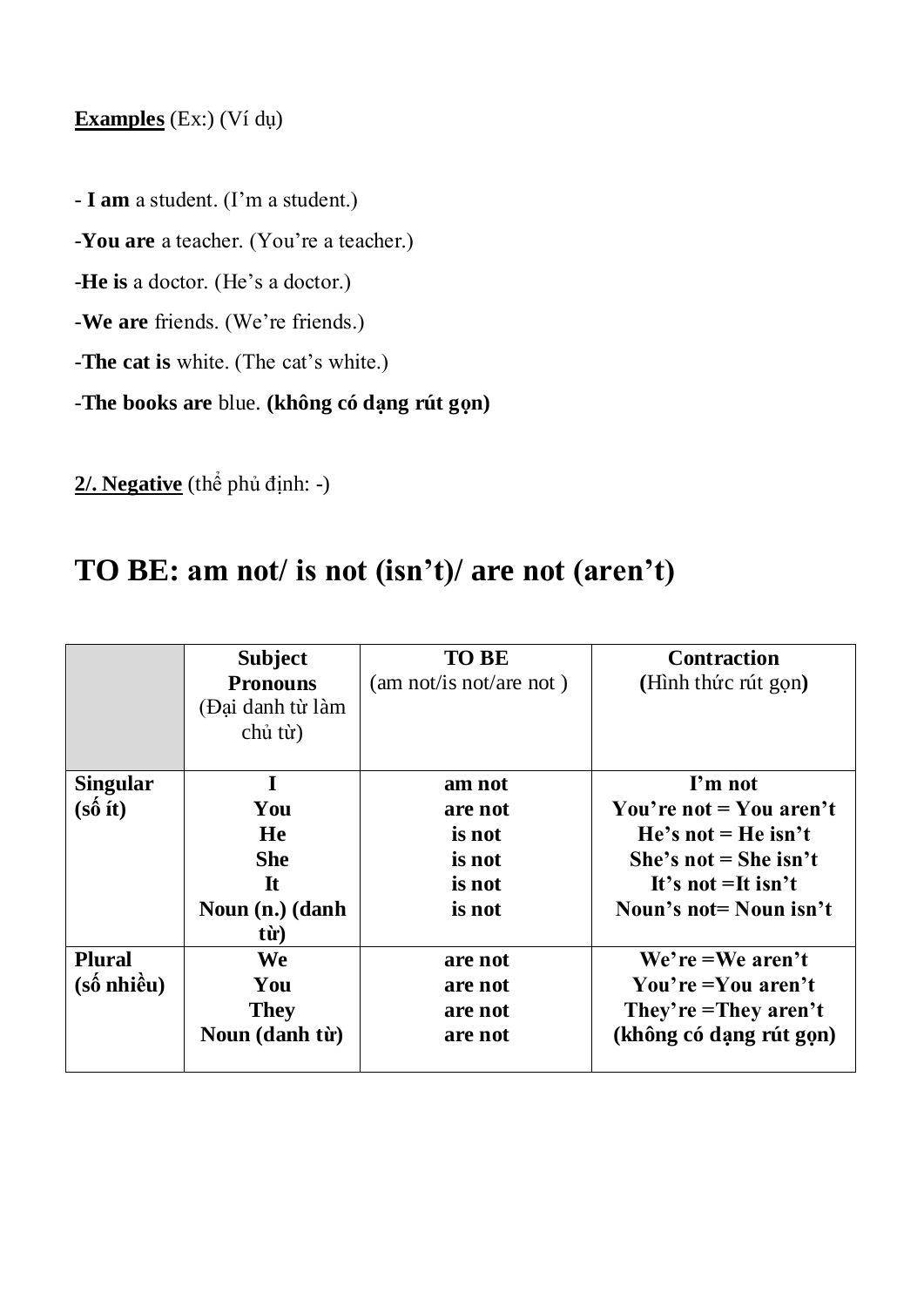**Examples** (Ex:) (Ví dụ)

- **I am** a student. (I'm a student.)

-**You are** a teacher. (You're a teacher.)

-**He is** a doctor. (He's a doctor.)

-**We are** friends. (We're friends.)

-**The cat is** white. (The cat's white.)

-**The books are** blue. **(không có dạng rút gọn)**

**2/. Negative** (thể phủ định: -)

# TO BE: am not/ is not (isn't)/ are not (aren't)

| | **Subject Pronouns** (Đại danh từ làm chủ từ) | **TO BE** (am not/is not/are not ) | **Contraction** **(**Hình thức rút gọn**)** |
|---|---|---|---|
| **Singular (số ít)** | **I**<br>**You**<br>**He**<br>**She**<br>**It**<br>**Noun (n.) (danh từ)** | **am not**<br>**are not**<br>**is not**<br>**is not**<br>**is not**<br>**is not** | **I'm not**<br>**You're not = You aren't**<br>**He's not = He isn't**<br>**She's not = She isn't**<br>**It's not =It isn't**<br>**Noun's not= Noun isn't** |
| **Plural (số nhiều)** | **We**<br>**You**<br>**They**<br>**Noun (danh từ)** | **are not**<br>**are not**<br>**are not**<br>**are not** | **We're =We aren't**<br>**You're =You aren't**<br>**They're =They aren't**<br>**(không có dạng rút gọn)** |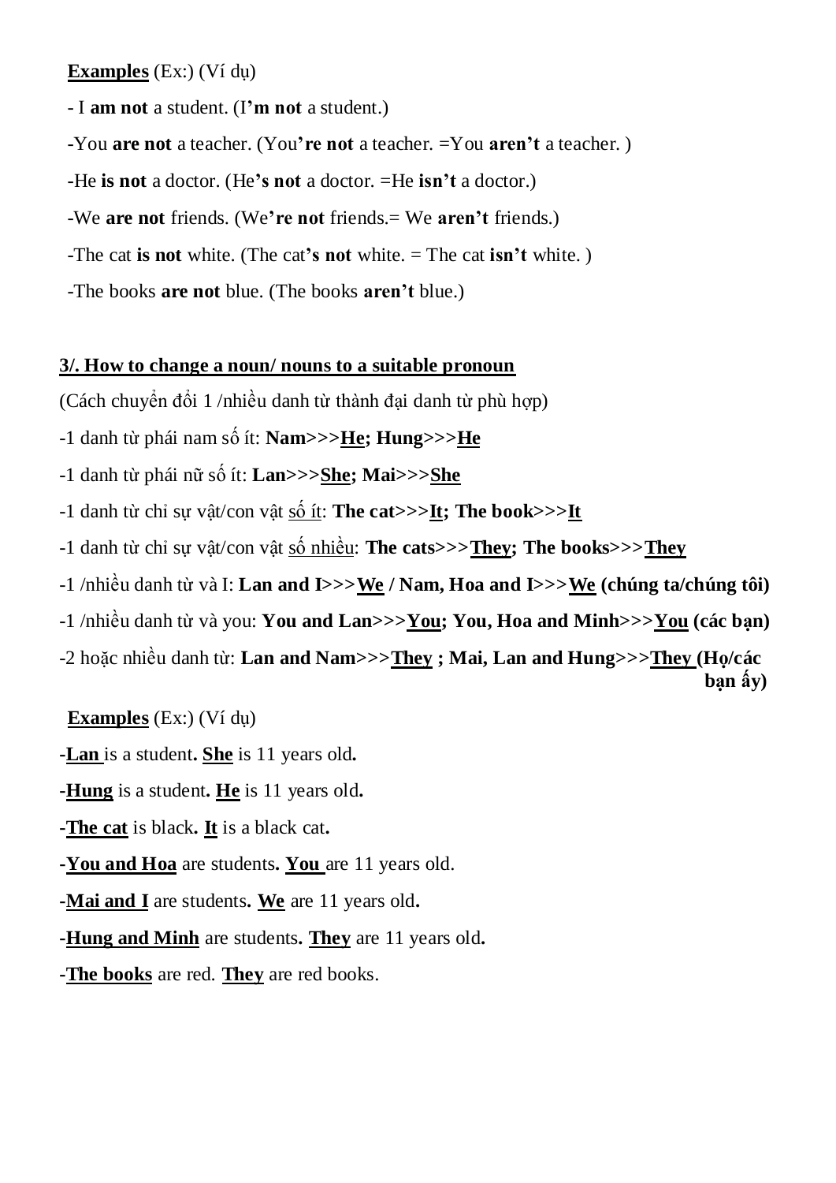**<u>Examples</u>** (Ex:) (Ví dụ)

- I **am not** a student. (I**'m not** a student.)

-You **are not** a teacher. (You**'re not** a teacher. =You **aren't** a teacher. )

-He **is not** a doctor. (He**'s not** a doctor. =He **isn't** a doctor.)

-We **are not** friends. (We**'re not** friends.= We **aren't** friends.)

-The cat **is not** white. (The cat**'s not** white. = The cat **isn't** white. )

-The books **are not** blue. (The books **aren't** blue.)

**<u>3/. How to change a noun/ nouns to a suitable pronoun</u>**

(Cách chuyển đổi 1 /nhiều danh từ thành đại danh từ phù hợp)

-1 danh từ phái nam số ít: **Nam>>><u>He</u>; Hung>>><u>He</u>**

-1 danh từ phái nữ số ít: **Lan>>><u>She</u>; Mai>>><u>She</u>**

-1 danh từ chỉ sự vật/con vật <u>số ít</u>: **The cat>>><u>It</u>; The book>>><u>It</u>**

-1 danh từ chỉ sự vật/con vật <u>số nhiều</u>: **The cats>>><u>They</u>; The books>>><u>They</u>**

-1 /nhiều danh từ và I: **Lan and I>>><u>We</u> / Nam, Hoa and I>>><u>We</u> (chúng ta/chúng tôi)**

-1 /nhiều danh từ và you: **You and Lan>>><u>You</u>; You, Hoa and Minh>>><u>You</u> (các bạn)**

-2 hoặc nhiều danh từ: **Lan and Nam>>><u>They</u> ; Mai, Lan and Hung>>><u>They</u> (Họ/các bạn ấy)**

**<u>Examples</u>** (Ex:) (Ví dụ)

-**<u>Lan</u>** is a student**. <u>She</u>** is 11 years old**.**

-**<u>Hung</u>** is a student**. <u>He</u>** is 11 years old**.**

-**<u>The cat</u>** is black**. <u>It</u>** is a black cat**.**

-**<u>You and Hoa</u>** are students**. <u>You</u>** are 11 years old.

-**<u>Mai and I</u>** are students**. <u>We</u>** are 11 years old**.**

-**<u>Hung and Minh</u>** are students**. <u>They</u>** are 11 years old**.**

-**<u>The books</u>** are red. **<u>They</u>** are red books.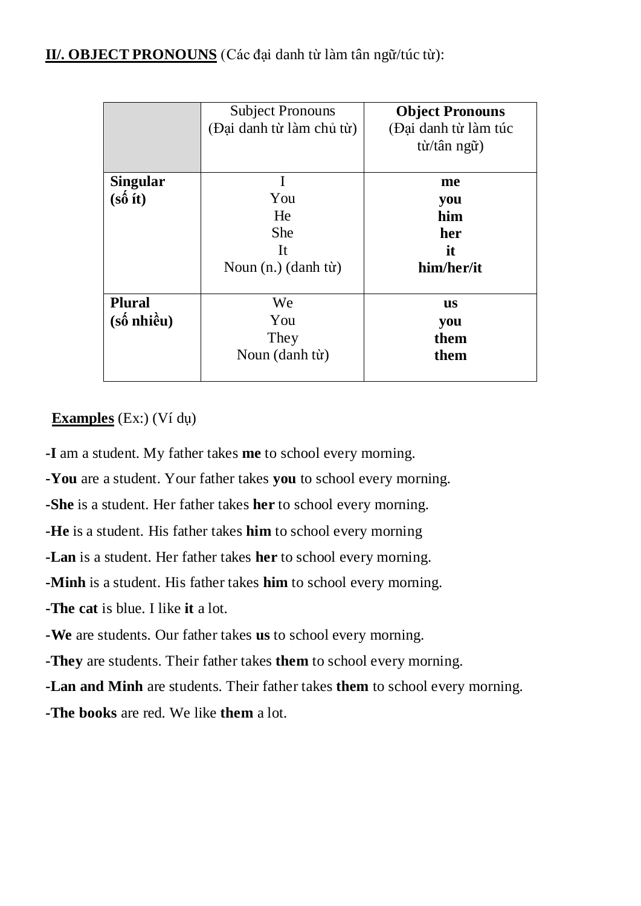**<u>II/. OBJECT PRONOUNS</u>** (Các đại danh từ làm tân ngữ/túc từ):

| | Subject Pronouns (Đại danh từ làm chủ từ) | **Object Pronouns** (Đại danh từ làm túc từ/tân ngữ) |
|---|---|---|
| **Singular (số ít)** | I<br>You<br>He<br>She<br>It<br>Noun (n.) (danh từ) | **me**<br>**you**<br>**him**<br>**her**<br>**it**<br>**him/her/it** |
| **Plural (số nhiều)** | We<br>You<br>They<br>Noun (danh từ) | **us**<br>**you**<br>**them**<br>**them** |

**<u>Examples</u>** (Ex:) (Ví dụ)

-**I** am a student. My father takes **me** to school every morning.

-**You** are a student. Your father takes **you** to school every morning.

-**She** is a student. Her father takes **her** to school every morning.

-**He** is a student. His father takes **him** to school every morning

-**Lan** is a student. Her father takes **her** to school every morning.

-**Minh** is a student. His father takes **him** to school every morning.

-**The cat** is blue. I like **it** a lot.

-**We** are students. Our father takes **us** to school every morning.

-**They** are students. Their father takes **them** to school every morning.

-**Lan and Minh** are students. Their father takes **them** to school every morning.

-**The books** are red. We like **them** a lot.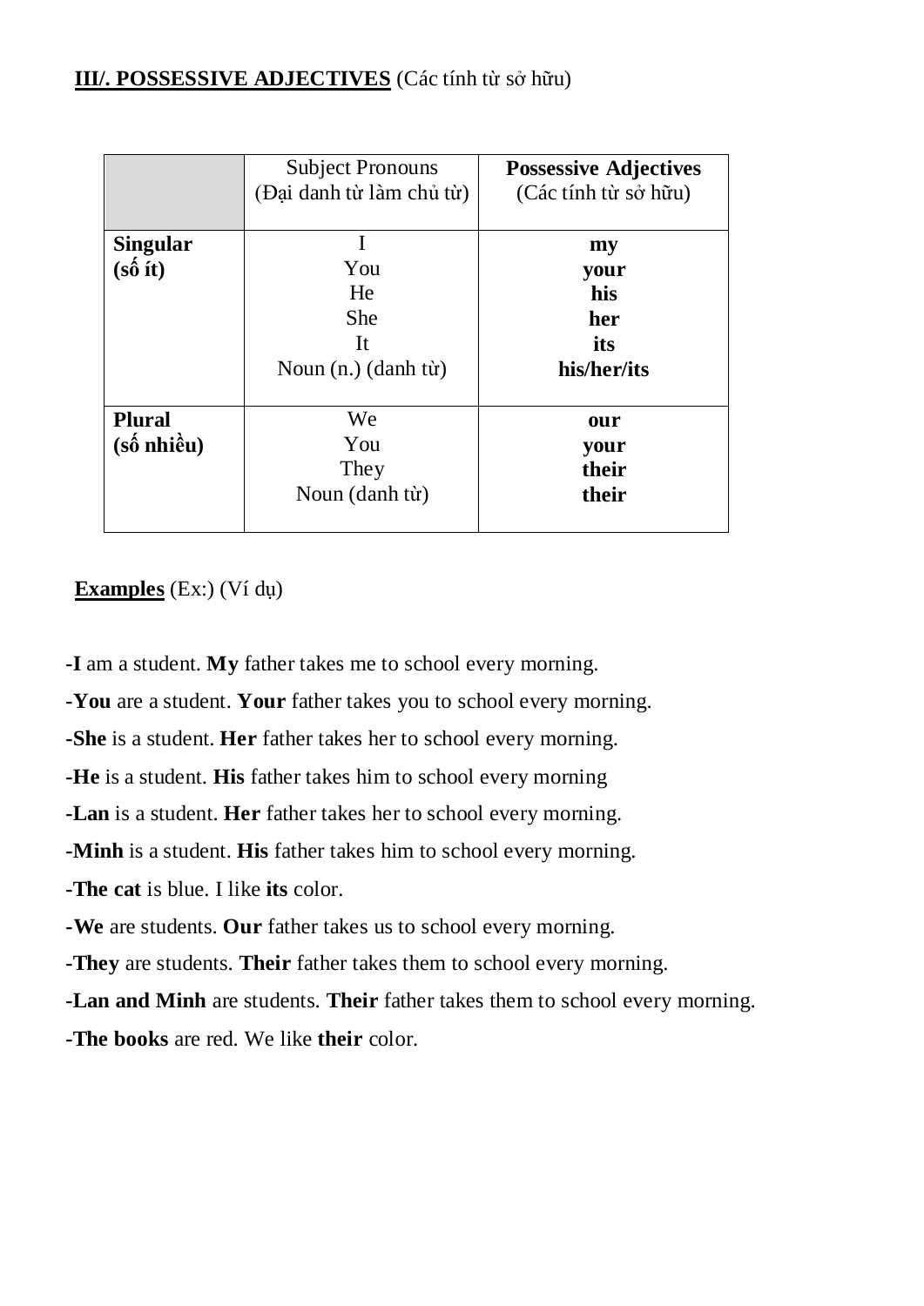**III/. POSSESSIVE ADJECTIVES** (Các tính từ sở hữu)

| | Subject Pronouns (Đại danh từ làm chủ từ) | **Possessive Adjectives** (Các tính từ sở hữu) |
|---|---|---|
| **Singular (số ít)** | I<br>You<br>He<br>She<br>It<br>Noun (n.) (danh từ) | **my**<br>**your**<br>**his**<br>**her**<br>**its**<br>**his/her/its** |
| **Plural (số nhiều)** | We<br>You<br>They<br>Noun (danh từ) | **our**<br>**your**<br>**their**<br>**their** |

**Examples** (Ex:) (Ví dụ)

-**I** am a student. **My** father takes me to school every morning.

-**You** are a student. **Your** father takes you to school every morning.

-**She** is a student. **Her** father takes her to school every morning.

-**He** is a student. **His** father takes him to school every morning

-**Lan** is a student. **Her** father takes her to school every morning.

-**Minh** is a student. **His** father takes him to school every morning.

-**The cat** is blue. I like **its** color.

-**We** are students. **Our** father takes us to school every morning.

-**They** are students. **Their** father takes them to school every morning.

-**Lan and Minh** are students. **Their** father takes them to school every morning.

-**The books** are red. We like **their** color.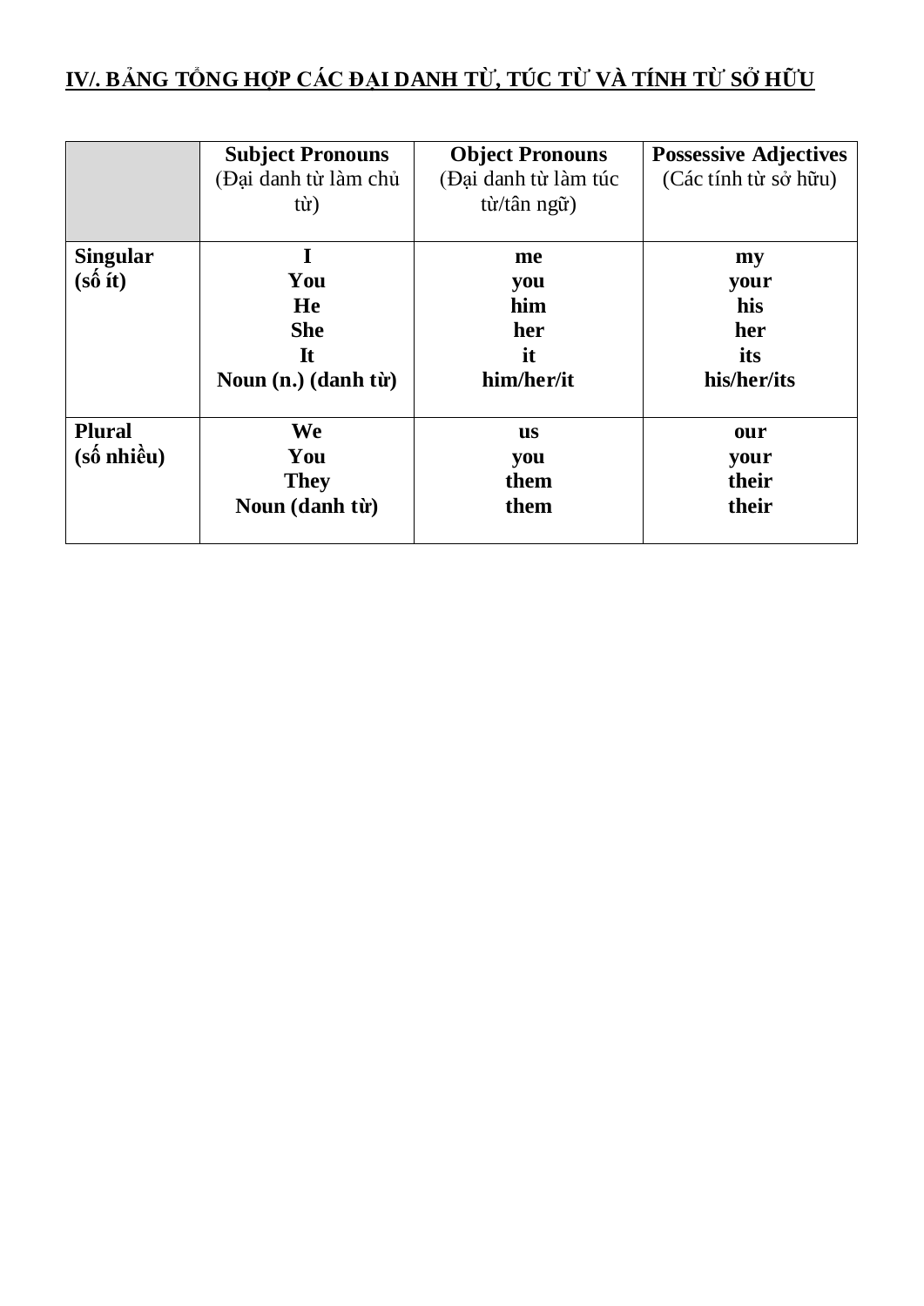**IV/. BẢNG TỔNG HỢP CÁC ĐẠI DANH TỪ, TÚC TỪ VÀ TÍNH TỪ SỞ HỮU**

| | **Subject Pronouns** (Đại danh từ làm chủ từ) | **Object Pronouns** (Đại danh từ làm túc từ/tân ngữ) | **Possessive Adjectives** (Các tính từ sở hữu) |
|---|---|---|---|
| **Singular (số ít)** | **I**<br>**You**<br>**He**<br>**She**<br>**It**<br>**Noun (n.) (danh từ)** | **me**<br>**you**<br>**him**<br>**her**<br>**it**<br>**him/her/it** | **my**<br>**your**<br>**his**<br>**her**<br>**its**<br>**his/her/its** |
| **Plural (số nhiều)** | **We**<br>**You**<br>**They**<br>**Noun (danh từ)** | **us**<br>**you**<br>**them**<br>**them** | **our**<br>**your**<br>**their**<br>**their** |